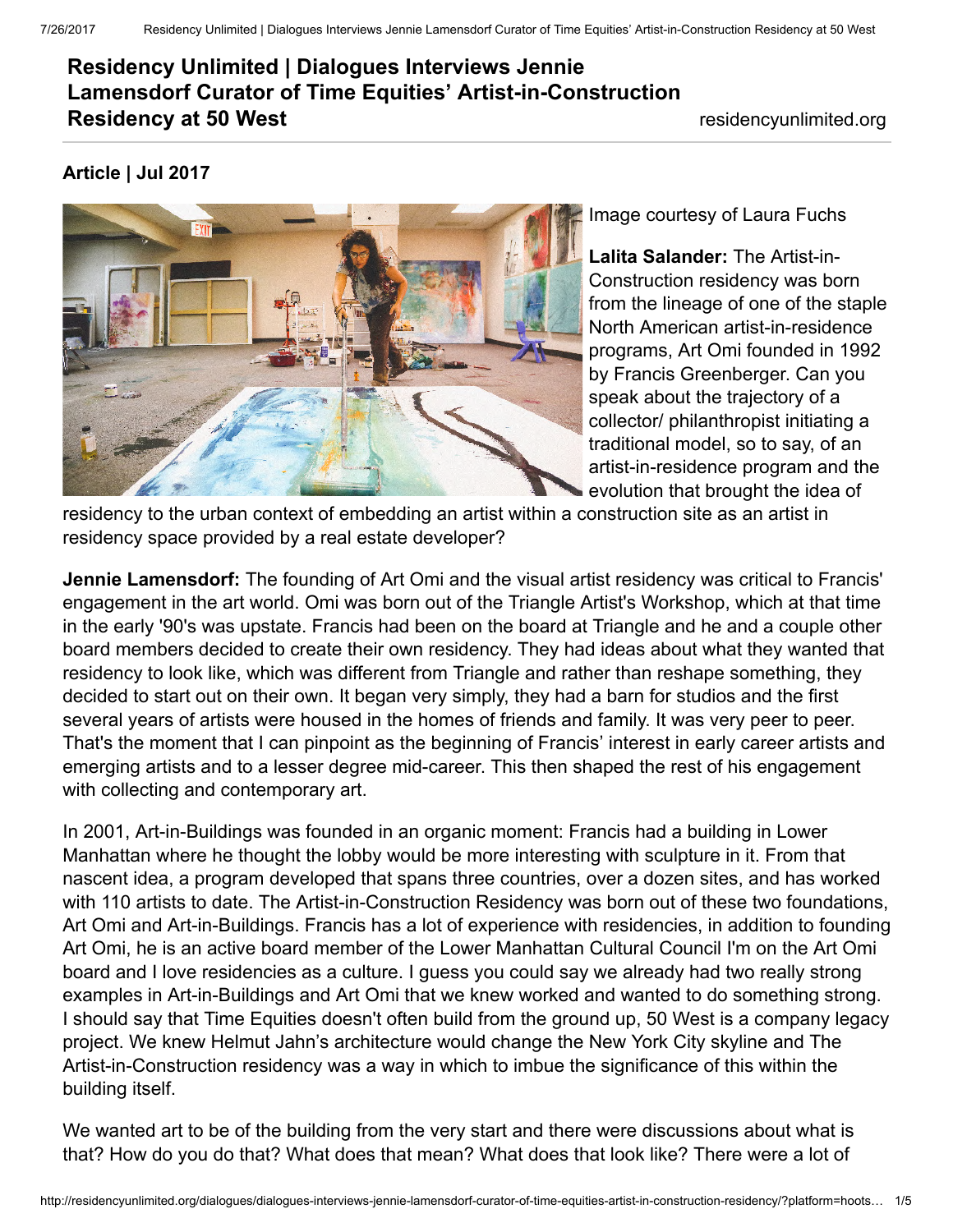# Residency Unlimited | Dialogues Interviews Jennie Lamensdorf Curator of Time Equities' Artist-in-Construction Residency at 50 West

residencyunlimited.org

**Article | Jul 2017**

Image courtesy of Laura Fuchs

**Lalita Salander:** The Artist-in-Construction residency was born from the lineage of one of the staple North American artist-in-residence programs, Art Omi founded in 1992 by Francis Greenberger. Can you speak about the trajectory of a collector/ philanthropist initiating a traditional model, so to say, of an artist-in-residence program and the evolution that brought the idea of residency to the urban context of embedding an artist within a construction site as an artist in residency space provided by a real estate developer?

**Jennie Lamensdorf:** The founding of Art Omi and the visual artist residency was critical to Francis' engagement in the art world. Omi was born out of the Triangle Artist's Workshop, which at that time in the early '90's was upstate. Francis had been on the board at Triangle and he and a couple other board members decided to create their own residency. They had ideas about what they wanted that residency to look like, which was different from Triangle and rather than reshape something, they decided to start out on their own. It began very simply, they had a barn for studios and the first several years of artists were housed in the homes of friends and family. It was very peer to peer. That's the moment that I can pinpoint as the beginning of Francis' interest in early career artists and emerging artists and to a lesser degree mid-career. This then shaped the rest of his engagement with collecting and contemporary art.

In 2001, Art-in-Buildings was founded in an organic moment: Francis had a building in Lower Manhattan where he thought the lobby would be more interesting with sculpture in it. From that nascent idea, a program developed that spans three countries, over a dozen sites, and has worked with 110 artists to date. The Artist-in-Construction Residency was born out of these two foundations, Art Omi and Art-in-Buildings. Francis has a lot of experience with residencies, in addition to founding Art Omi, he is an active board member of the Lower Manhattan Cultural Council I'm on the Art Omi board and I love residencies as a culture. I guess you could say we already had two really strong examples in Art-in-Buildings and Art Omi that we knew worked and wanted to do something strong. I should say that Time Equities doesn't often build from the ground up, 50 West is a company legacy project. We knew Helmut Jahn's architecture would change the New York City skyline and The Artist-in-Construction residency was a way in which to imbue the significance of this within the building itself.

We wanted art to be of the building from the very start and there were discussions about what is that? How do you do that? What does that mean? What does that look like? There were a lot of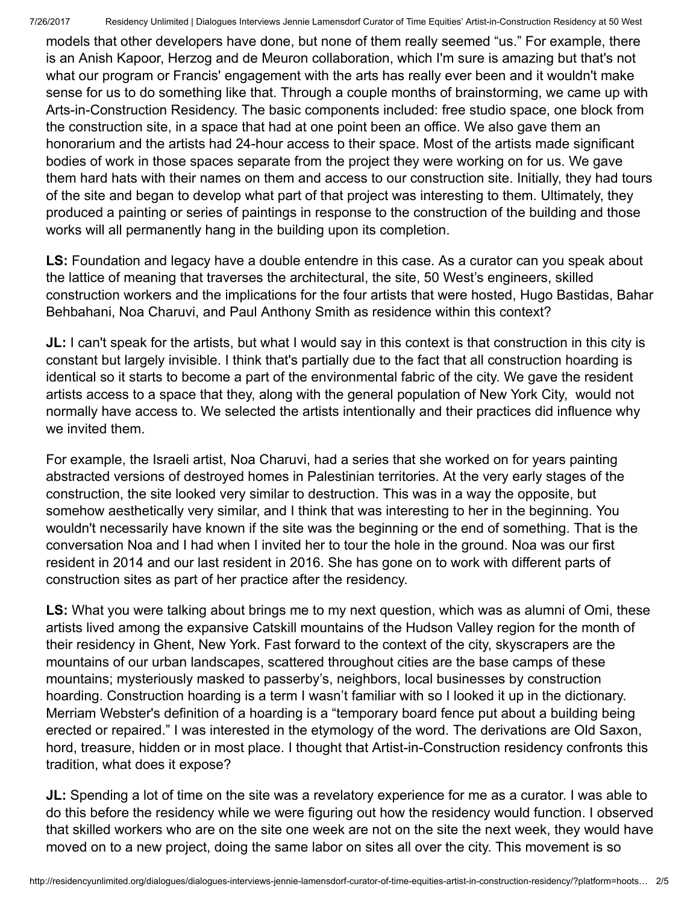models that other developers have done, but none of them really seemed "us." For example, there is an Anish Kapoor, Herzog and de Meuron collaboration, which I'm sure is amazing but that's not what our program or Francis' engagement with the arts has really ever been and it wouldn't make sense for us to do something like that. Through a couple months of brainstorming, we came up with Arts-in-Construction Residency. The basic components included: free studio space, one block from the construction site, in a space that had at one point been an office. We also gave them an honorarium and the artists had 24-hour access to their space. Most of the artists made significant bodies of work in those spaces separate from the project they were working on for us. We gave them hard hats with their names on them and access to our construction site. Initially, they had tours of the site and began to develop what part of that project was interesting to them. Ultimately, they produced a painting or series of paintings in response to the construction of the building and those works will all permanently hang in the building upon its completion.

**LS:** Foundation and legacy have a double entendre in this case. As a curator can you speak about the lattice of meaning that traverses the architectural, the site, 50 West's engineers, skilled construction workers and the implications for the four artists that were hosted, Hugo Bastidas, Bahar Behbahani, Noa Charuvi, and Paul Anthony Smith as residence within this context?

**JL:** I can't speak for the artists, but what I would say in this context is that construction in this city is constant but largely invisible. I think that's partially due to the fact that all construction hoarding is identical so it starts to become a part of the environmental fabric of the city. We gave the resident artists access to a space that they, along with the general population of New York City, would not normally have access to. We selected the artists intentionally and their practices did influence why we invited them.

For example, the Israeli artist, Noa Charuvi, had a series that she worked on for years painting abstracted versions of destroyed homes in Palestinian territories. At the very early stages of the construction, the site looked very similar to destruction. This was in a way the opposite, but somehow aesthetically very similar, and I think that was interesting to her in the beginning. You wouldn't necessarily have known if the site was the beginning or the end of something. That is the conversation Noa and I had when I invited her to tour the hole in the ground. Noa was our first resident in 2014 and our last resident in 2016. She has gone on to work with different parts of construction sites as part of her practice after the residency.

**LS:** What you were talking about brings me to my next question, which was as alumni of Omi, these artists lived among the expansive Catskill mountains of the Hudson Valley region for the month of their residency in Ghent, New York. Fast forward to the context of the city, skyscrapers are the mountains of our urban landscapes, scattered throughout cities are the base camps of these mountains; mysteriously masked to passerby's, neighbors, local businesses by construction hoarding. Construction hoarding is a term I wasn't familiar with so I looked it up in the dictionary. Merriam Webster's definition of a hoarding is a "temporary board fence put about a building being erected or repaired." I was interested in the etymology of the word. The derivations are Old Saxon, hord, treasure, hidden or in most place. I thought that Artist-in-Construction residency confronts this tradition, what does it expose?

**JL:** Spending a lot of time on the site was a revelatory experience for me as a curator. I was able to do this before the residency while we were figuring out how the residency would function. I observed that skilled workers who are on the site one week are not on the site the next week, they would have moved on to a new project, doing the same labor on sites all over the city. This movement is so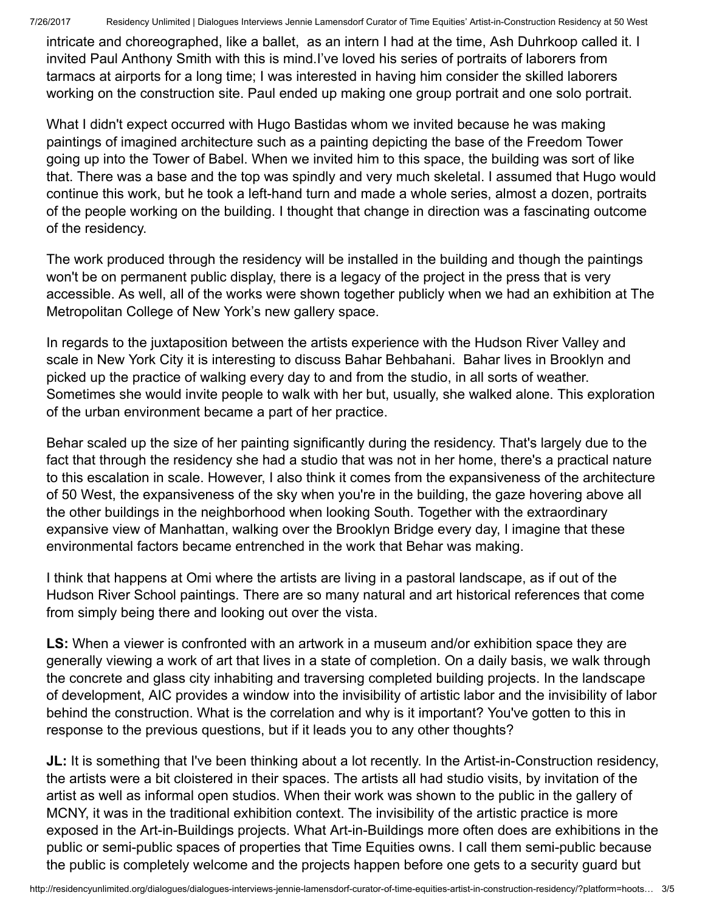intricate and choreographed, like a ballet,  as an intern I had at the time, Ash Duhrkoop called it. I invited Paul Anthony Smith with this is mind.I've loved his series of portraits of laborers from tarmacs at airports for a long time; I was interested in having him consider the skilled laborers working on the construction site. Paul ended up making one group portrait and one solo portrait.

What I didn't expect occurred with Hugo Bastidas whom we invited because he was making paintings of imagined architecture such as a painting depicting the base of the Freedom Tower going up into the Tower of Babel. When we invited him to this space, the building was sort of like that. There was a base and the top was spindly and very much skeletal. I assumed that Hugo would continue this work, but he took a left-hand turn and made a whole series, almost a dozen, portraits of the people working on the building. I thought that change in direction was a fascinating outcome of the residency.

The work produced through the residency will be installed in the building and though the paintings won't be on permanent public display, there is a legacy of the project in the press that is very accessible. As well, all of the works were shown together publicly when we had an exhibition at The Metropolitan College of New York's new gallery space.

In regards to the juxtaposition between the artists experience with the Hudson River Valley and scale in New York City it is interesting to discuss Bahar Behbahani.  Bahar lives in Brooklyn and picked up the practice of walking every day to and from the studio, in all sorts of weather. Sometimes she would invite people to walk with her but, usually, she walked alone. This exploration of the urban environment became a part of her practice.

Behar scaled up the size of her painting significantly during the residency. That's largely due to the fact that through the residency she had a studio that was not in her home, there's a practical nature to this escalation in scale. However, I also think it comes from the expansiveness of the architecture of 50 West, the expansiveness of the sky when you're in the building, the gaze hovering above all the other buildings in the neighborhood when looking South. Together with the extraordinary expansive view of Manhattan, walking over the Brooklyn Bridge every day, I imagine that these environmental factors became entrenched in the work that Behar was making.

I think that happens at Omi where the artists are living in a pastoral landscape, as if out of the Hudson River School paintings. There are so many natural and art historical references that come from simply being there and looking out over the vista.

**LS:** When a viewer is confronted with an artwork in a museum and/or exhibition space they are generally viewing a work of art that lives in a state of completion. On a daily basis, we walk through the concrete and glass city inhabiting and traversing completed building projects. In the landscape of development, AIC provides a window into the invisibility of artistic labor and the invisibility of labor behind the construction. What is the correlation and why is it important? You've gotten to this in response to the previous questions, but if it leads you to any other thoughts?

**JL:** It is something that I've been thinking about a lot recently. In the Artist-in-Construction residency, the artists were a bit cloistered in their spaces. The artists all had studio visits, by invitation of the artist as well as informal open studios. When their work was shown to the public in the gallery of MCNY, it was in the traditional exhibition context. The invisibility of the artistic practice is more exposed in the Art-in-Buildings projects. What Art-in-Buildings more often does are exhibitions in the public or semi-public spaces of properties that Time Equities owns. I call them semi-public because the public is completely welcome and the projects happen before one gets to a security guard but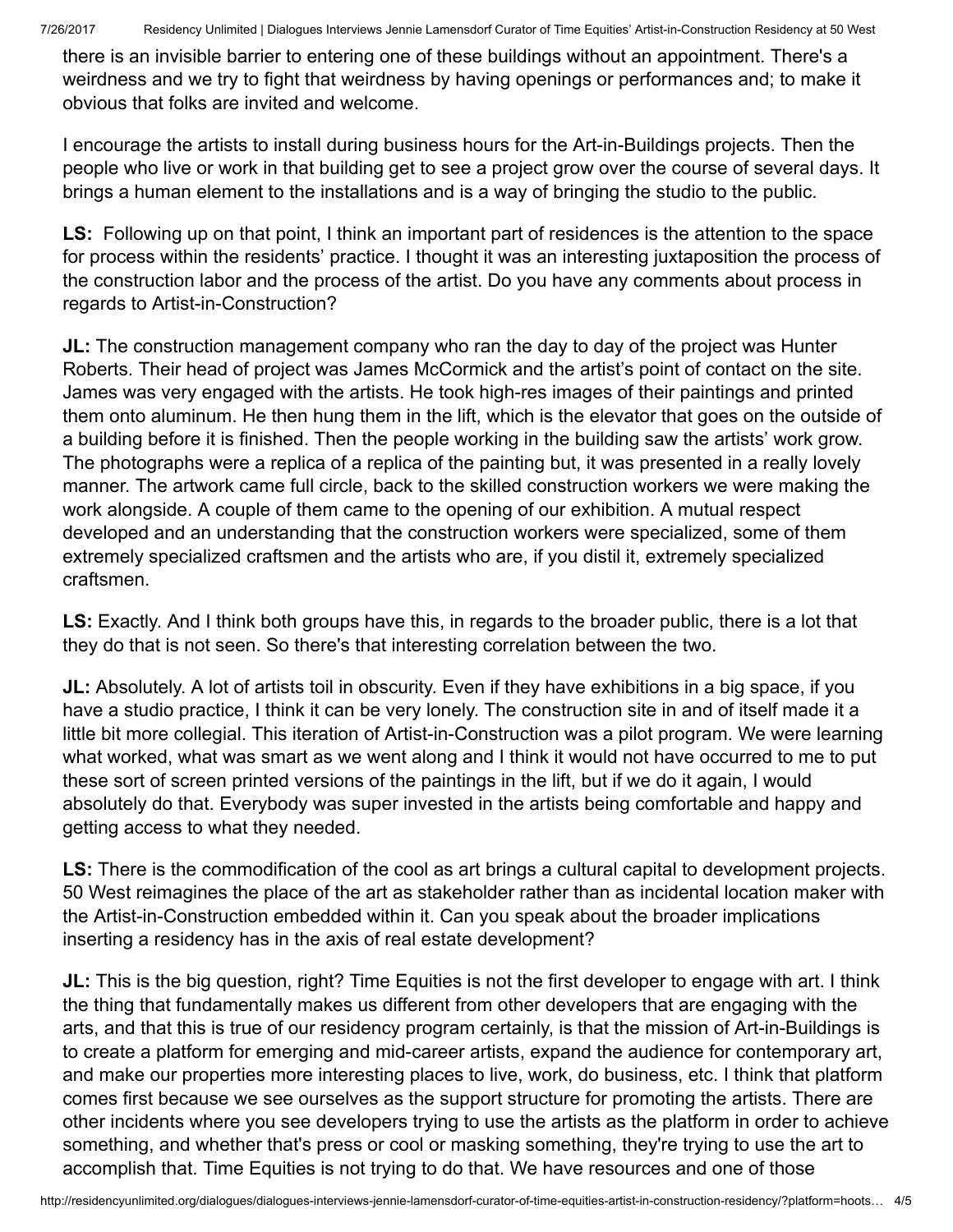there is an invisible barrier to entering one of these buildings without an appointment. There's a weirdness and we try to fight that weirdness by having openings or performances and; to make it obvious that folks are invited and welcome.

I encourage the artists to install during business hours for the Art-in-Buildings projects. Then the people who live or work in that building get to see a project grow over the course of several days. It brings a human element to the installations and is a way of bringing the studio to the public.

**LS:** Following up on that point, I think an important part of residences is the attention to the space for process within the residents' practice. I thought it was an interesting juxtaposition the process of the construction labor and the process of the artist. Do you have any comments about process in regards to Artist-in-Construction?

**JL:** The construction management company who ran the day to day of the project was Hunter Roberts. Their head of project was James McCormick and the artist's point of contact on the site. James was very engaged with the artists. He took high-res images of their paintings and printed them onto aluminum. He then hung them in the lift, which is the elevator that goes on the outside of a building before it is finished. Then the people working in the building saw the artists' work grow. The photographs were a replica of a replica of the painting but, it was presented in a really lovely manner. The artwork came full circle, back to the skilled construction workers we were making the work alongside. A couple of them came to the opening of our exhibition. A mutual respect developed and an understanding that the construction workers were specialized, some of them extremely specialized craftsmen and the artists who are, if you distil it, extremely specialized craftsmen.

**LS:** Exactly. And I think both groups have this, in regards to the broader public, there is a lot that they do that is not seen. So there's that interesting correlation between the two.

**JL:** Absolutely. A lot of artists toil in obscurity. Even if they have exhibitions in a big space, if you have a studio practice, I think it can be very lonely. The construction site in and of itself made it a little bit more collegial. This iteration of Artist-in-Construction was a pilot program. We were learning what worked, what was smart as we went along and I think it would not have occurred to me to put these sort of screen printed versions of the paintings in the lift, but if we do it again, I would absolutely do that. Everybody was super invested in the artists being comfortable and happy and getting access to what they needed.

**LS:** There is the commodification of the cool as art brings a cultural capital to development projects. 50 West reimagines the place of the art as stakeholder rather than as incidental location maker with the Artist-in-Construction embedded within it. Can you speak about the broader implications inserting a residency has in the axis of real estate development?

**JL:** This is the big question, right? Time Equities is not the first developer to engage with art. I think the thing that fundamentally makes us different from other developers that are engaging with the arts, and that this is true of our residency program certainly, is that the mission of Art-in-Buildings is to create a platform for emerging and mid-career artists, expand the audience for contemporary art, and make our properties more interesting places to live, work, do business, etc. I think that platform comes first because we see ourselves as the support structure for promoting the artists. There are other incidents where you see developers trying to use the artists as the platform in order to achieve something, and whether that's press or cool or masking something, they're trying to use the art to accomplish that. Time Equities is not trying to do that. We have resources and one of those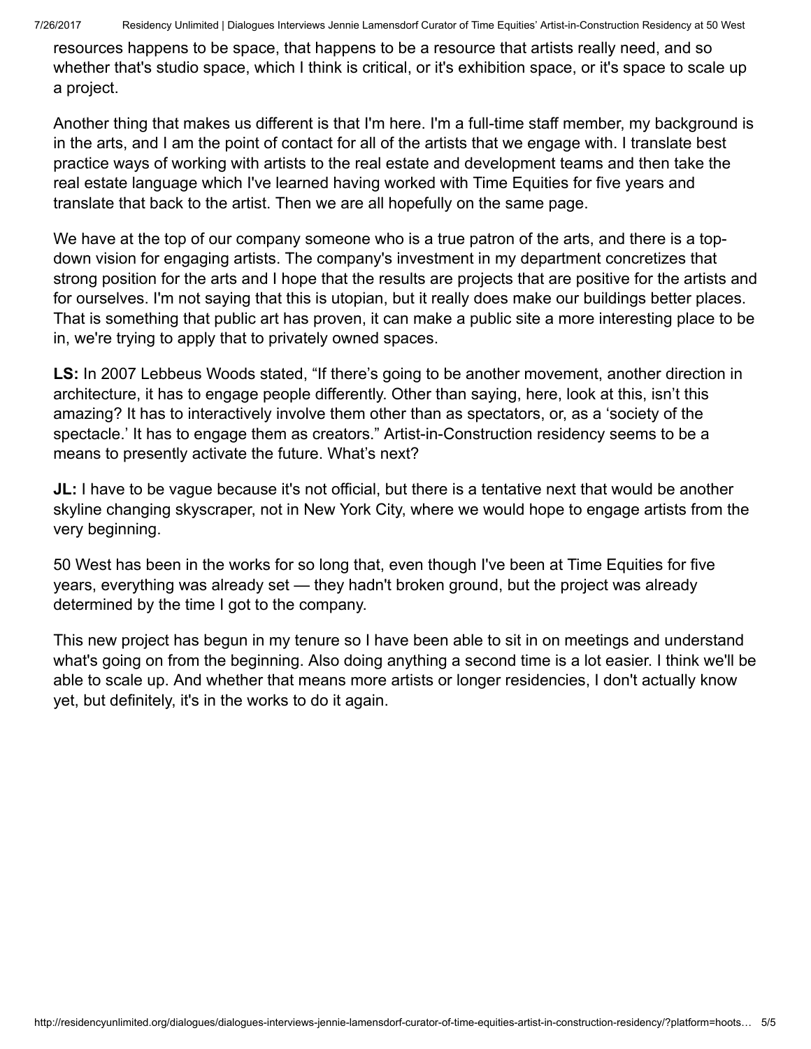resources happens to be space, that happens to be a resource that artists really need, and so whether that's studio space, which I think is critical, or it's exhibition space, or it's space to scale up a project.

Another thing that makes us different is that I'm here. I'm a full-time staff member, my background is in the arts, and I am the point of contact for all of the artists that we engage with. I translate best practice ways of working with artists to the real estate and development teams and then take the real estate language which I've learned having worked with Time Equities for five years and translate that back to the artist. Then we are all hopefully on the same page.

We have at the top of our company someone who is a true patron of the arts, and there is a top-down vision for engaging artists. The company's investment in my department concretizes that strong position for the arts and I hope that the results are projects that are positive for the artists and for ourselves. I'm not saying that this is utopian, but it really does make our buildings better places. That is something that public art has proven, it can make a public site a more interesting place to be in, we're trying to apply that to privately owned spaces.

**LS:** In 2007 Lebbeus Woods stated, "If there's going to be another movement, another direction in architecture, it has to engage people differently. Other than saying, here, look at this, isn't this amazing? It has to interactively involve them other than as spectators, or, as a 'society of the spectacle.' It has to engage them as creators." Artist-in-Construction residency seems to be a means to presently activate the future. What's next?

**JL:** I have to be vague because it's not official, but there is a tentative next that would be another skyline changing skyscraper, not in New York City, where we would hope to engage artists from the very beginning.

50 West has been in the works for so long that, even though I've been at Time Equities for five years, everything was already set — they hadn't broken ground, but the project was already determined by the time I got to the company.

This new project has begun in my tenure so I have been able to sit in on meetings and understand what's going on from the beginning. Also doing anything a second time is a lot easier. I think we'll be able to scale up. And whether that means more artists or longer residencies, I don't actually know yet, but definitely, it's in the works to do it again.